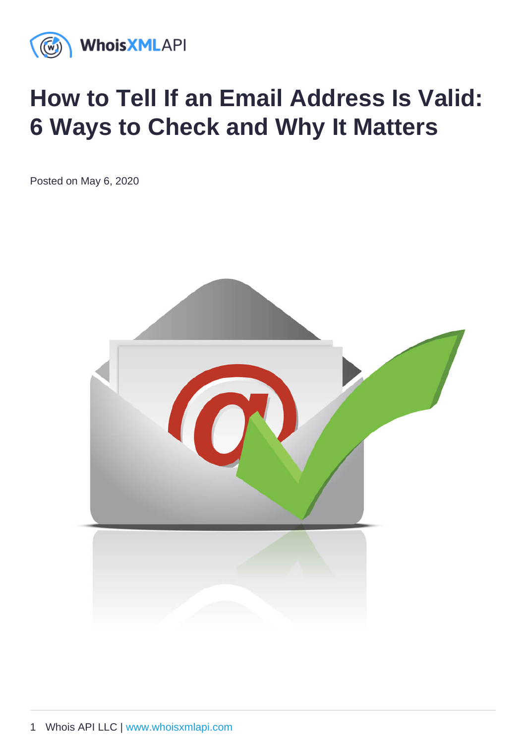# How to Tell If an Email Address Is Valid: 6 Ways to Check and Why It Matters

Posted on May 6, 2020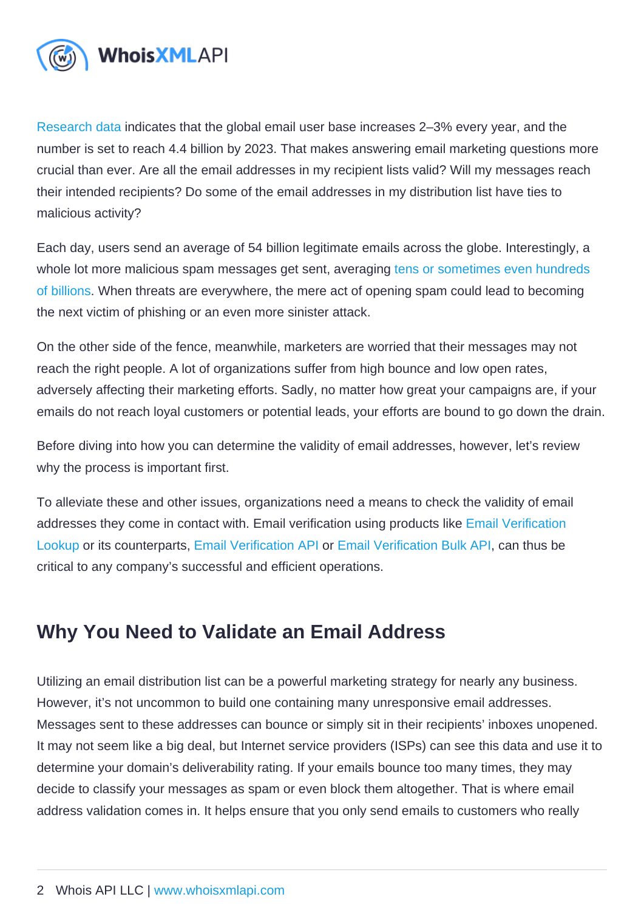Research data indicates that the global email user base increases 2–3% every year, and the number is set to reach 4.4 billion by 2023. That makes answering email marketing questions more crucial than ever. Are all the email addresses in my recipient lists valid? Will my messages reach their intended recipients? Do some of the email addresses in my distribution list have ties to malicious activity?

Each day, users send an average of 54 billion legitimate emails across the globe. Interestingly, a whole lot more malicious spam messages get sent, averaging tens or sometimes even hundreds of billions. When threats are everywhere, the mere act of opening spam could lead to becoming the next victim of phishing or an even more sinister attack.

On the other side of the fence, meanwhile, marketers are worried that their messages may not reach the right people. A lot of organizations suffer from high bounce and low open rates, adversely affecting their marketing efforts. Sadly, no matter how great your campaigns are, if your emails do not reach loyal customers or potential leads, your efforts are bound to go down the drain.

Before diving into how you can determine the validity of email addresses, however, let's review why the process is important first.

To alleviate these and other issues, organizations need a means to check the validity of email addresses they come in contact with. Email verification using products like Email Verification Lookup or its counterparts, Email Verification API or Email Verification Bulk API, can thus be critical to any company's successful and efficient operations.

## Why You Need to Validate an Email Address

Utilizing an email distribution list can be a powerful marketing strategy for nearly any business. However, it's not uncommon to build one containing many unresponsive email addresses. Messages sent to these addresses can bounce or simply sit in their recipients' inboxes unopened. It may not seem like a big deal, but Internet service providers (ISPs) can see this data and use it to determine your domain's deliverability rating. If your emails bounce too many times, they may decide to classify your messages as spam or even block them altogether. That is where email address validation comes in. It helps ensure that you only send emails to customers who really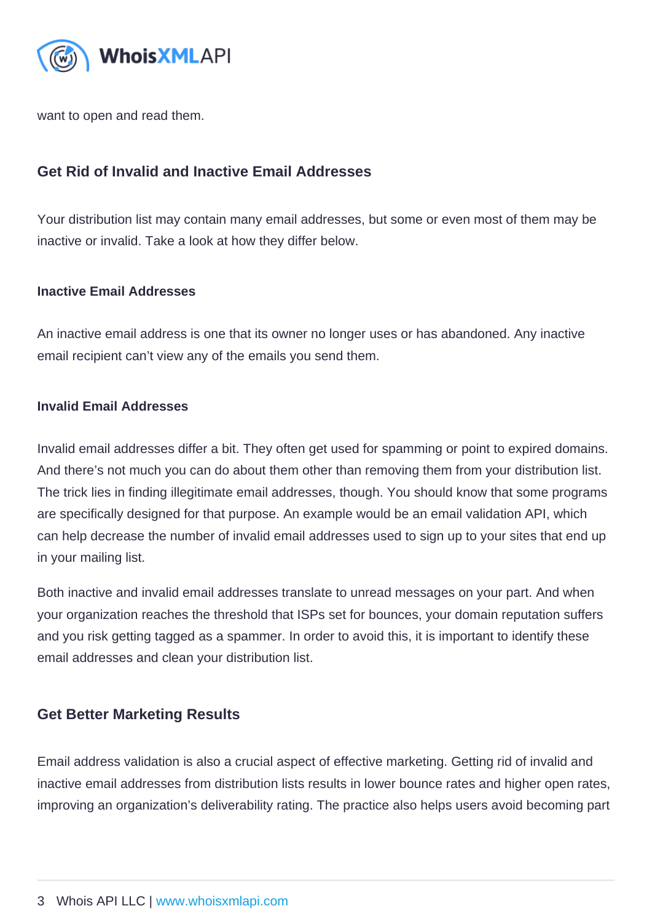want to open and read them.

## Get Rid of Invalid and Inactive Email Addresses

Your distribution list may contain many email addresses, but some or even most of them may be inactive or invalid. Take a look at how they differ below.

### Inactive Email Addresses

An inactive email address is one that its owner no longer uses or has abandoned. Any inactive email recipient can't view any of the emails you send them.

### Invalid Email Addresses

Invalid email addresses differ a bit. They often get used for spamming or point to expired domains. And there's not much you can do about them other than removing them from your distribution list. The trick lies in finding illegitimate email addresses, though. You should know that some programs are specifically designed for that purpose. An example would be an email validation API, which can help decrease the number of invalid email addresses used to sign up to your sites that end up in your mailing list.

Both inactive and invalid email addresses translate to unread messages on your part. And when your organization reaches the threshold that ISPs set for bounces, your domain reputation suffers and you risk getting tagged as a spammer. In order to avoid this, it is important to identify these email addresses and clean your distribution list.

## Get Better Marketing Results

Email address validation is also a crucial aspect of effective marketing. Getting rid of invalid and inactive email addresses from distribution lists results in lower bounce rates and higher open rates, improving an organization's deliverability rating. The practice also helps users avoid becoming part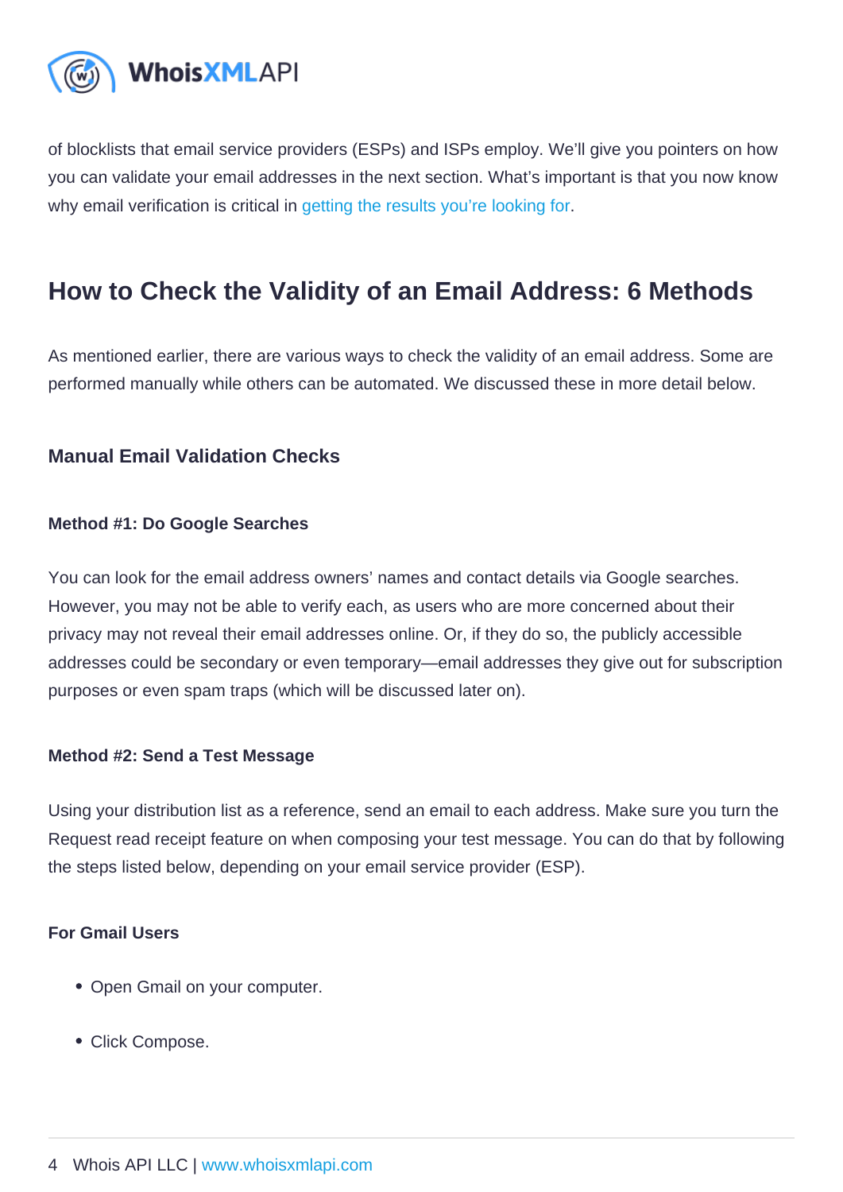of blocklists that email service providers (ESPs) and ISPs employ. We'll give you pointers on how you can validate your email addresses in the next section. What's important is that you now know why email verification is critical in getting the results you're looking for.

## How to Check the Validity of an Email Address: 6 Methods

As mentioned earlier, there are various ways to check the validity of an email address. Some are performed manually while others can be automated. We discussed these in more detail below.

### Manual Email Validation Checks

#### Method #1: Do Google Searches

You can look for the email address owners' names and contact details via Google searches. However, you may not be able to verify each, as users who are more concerned about their privacy may not reveal their email addresses online. Or, if they do so, the publicly accessible addresses could be secondary or even temporary—email addresses they give out for subscription purposes or even spam traps (which will be discussed later on).

#### Method #2: Send a Test Message

Using your distribution list as a reference, send an email to each address. Make sure you turn the Request read receipt feature on when composing your test message. You can do that by following the steps listed below, depending on your email service provider (ESP).

#### For Gmail Users

- Open Gmail on your computer.
- Click Compose.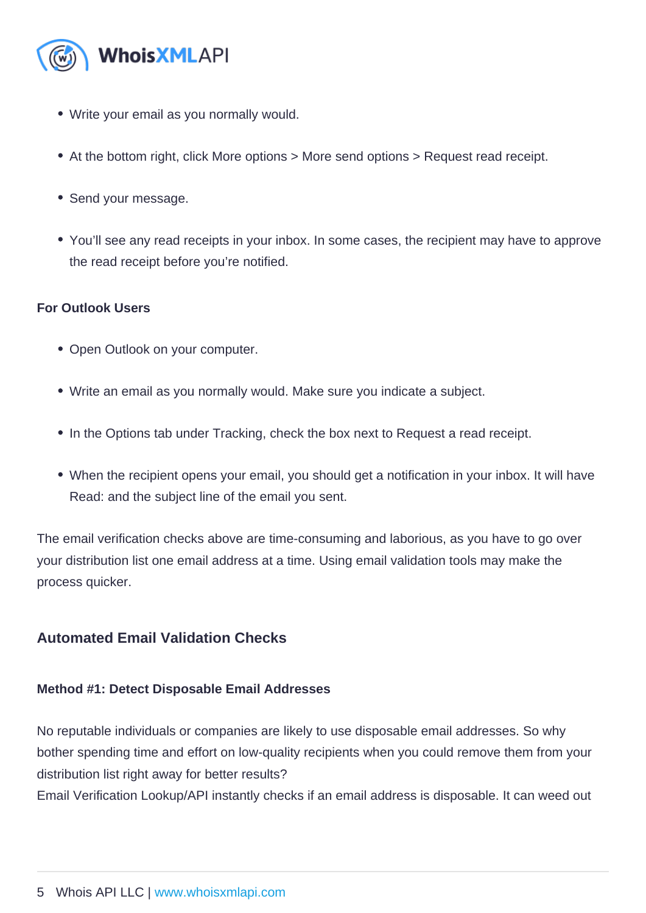- Write your email as you normally would.
- At the bottom right, click More options > More send options > Request read receipt.
- Send your message.
- You'll see any read receipts in your inbox. In some cases, the recipient may have to approve the read receipt before you're notified.

#### For Outlook Users

- Open Outlook on your computer.
- Write an email as you normally would. Make sure you indicate a subject.
- In the Options tab under Tracking, check the box next to Request a read receipt.
- When the recipient opens your email, you should get a notification in your inbox. It will have Read: and the subject line of the email you sent.

The email verification checks above are time-consuming and laborious, as you have to go over your distribution list one email address at a time. Using email validation tools may make the process quicker.

### Automated Email Validation Checks

#### Method #1: Detect Disposable Email Addresses

No reputable individuals or companies are likely to use disposable email addresses. So why bother spending time and effort on low-quality recipients when you could remove them from your distribution list right away for better results?
Email Verification Lookup/API instantly checks if an email address is disposable. It can weed out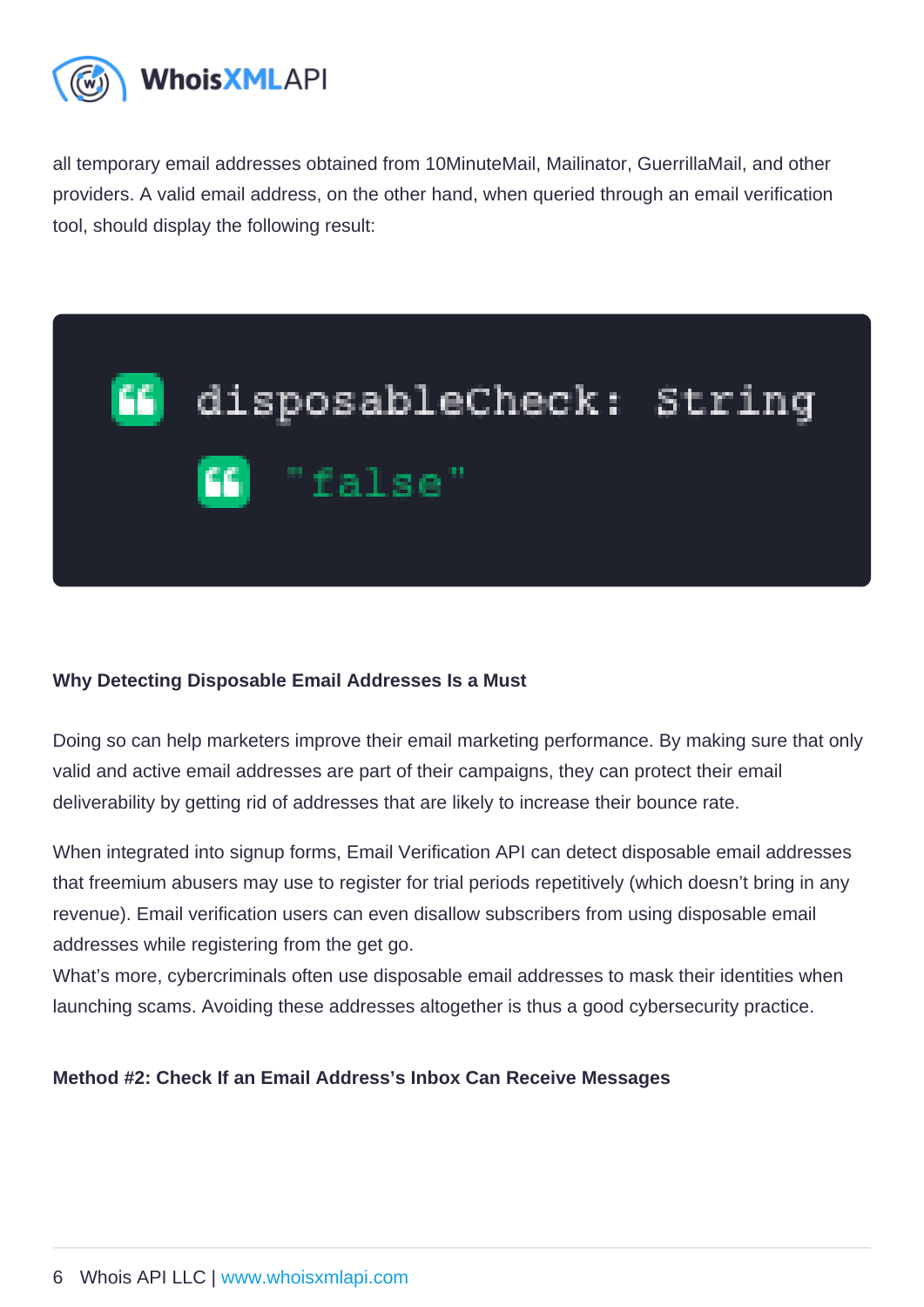all temporary email addresses obtained from 10MinuteMail, Mailinator, GuerrillaMail, and other providers. A valid email address, on the other hand, when queried through an email verification tool, should display the following result:

```
disposableCheck: String
    "false"
```

**Why Detecting Disposable Email Addresses Is a Must**

Doing so can help marketers improve their email marketing performance. By making sure that only valid and active email addresses are part of their campaigns, they can protect their email deliverability by getting rid of addresses that are likely to increase their bounce rate.

When integrated into signup forms, Email Verification API can detect disposable email addresses that freemium abusers may use to register for trial periods repetitively (which doesn't bring in any revenue). Email verification users can even disallow subscribers from using disposable email addresses while registering from the get go.

What's more, cybercriminals often use disposable email addresses to mask their identities when launching scams. Avoiding these addresses altogether is thus a good cybersecurity practice.

**Method #2: Check If an Email Address's Inbox Can Receive Messages**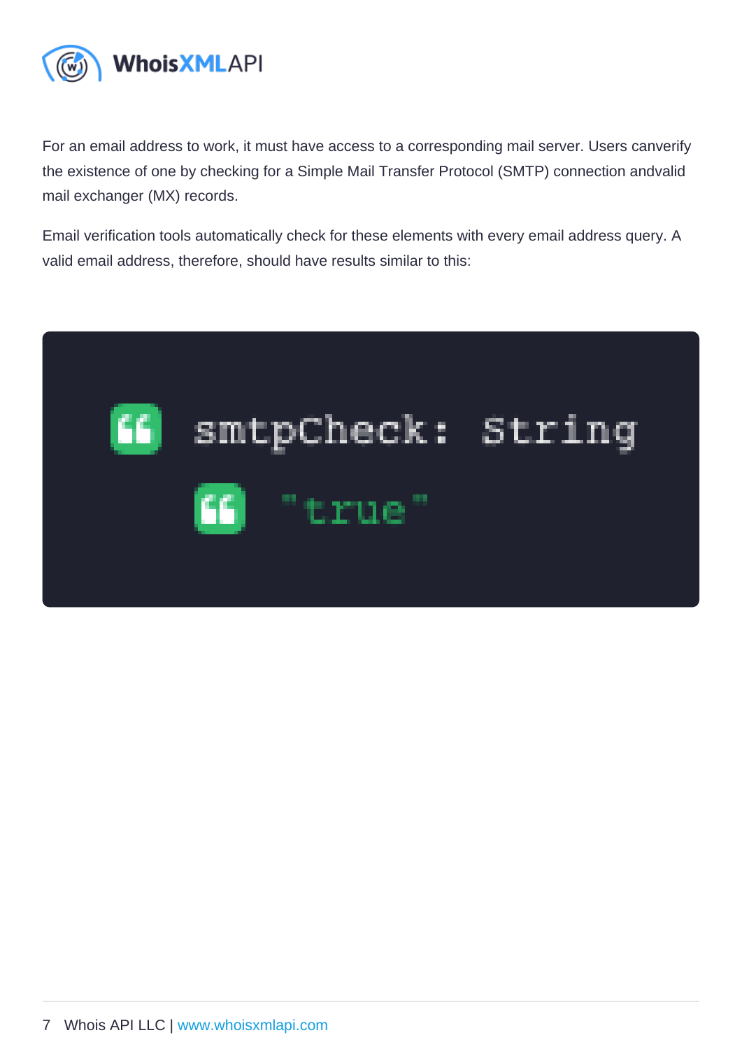For an email address to work, it must have access to a corresponding mail server. Users canverify the existence of one by checking for a Simple Mail Transfer Protocol (SMTP) connection andvalid mail exchanger (MX) records.

Email verification tools automatically check for these elements with every email address query. A valid email address, therefore, should have results similar to this:

```
smtpCheck: String
    "true"
```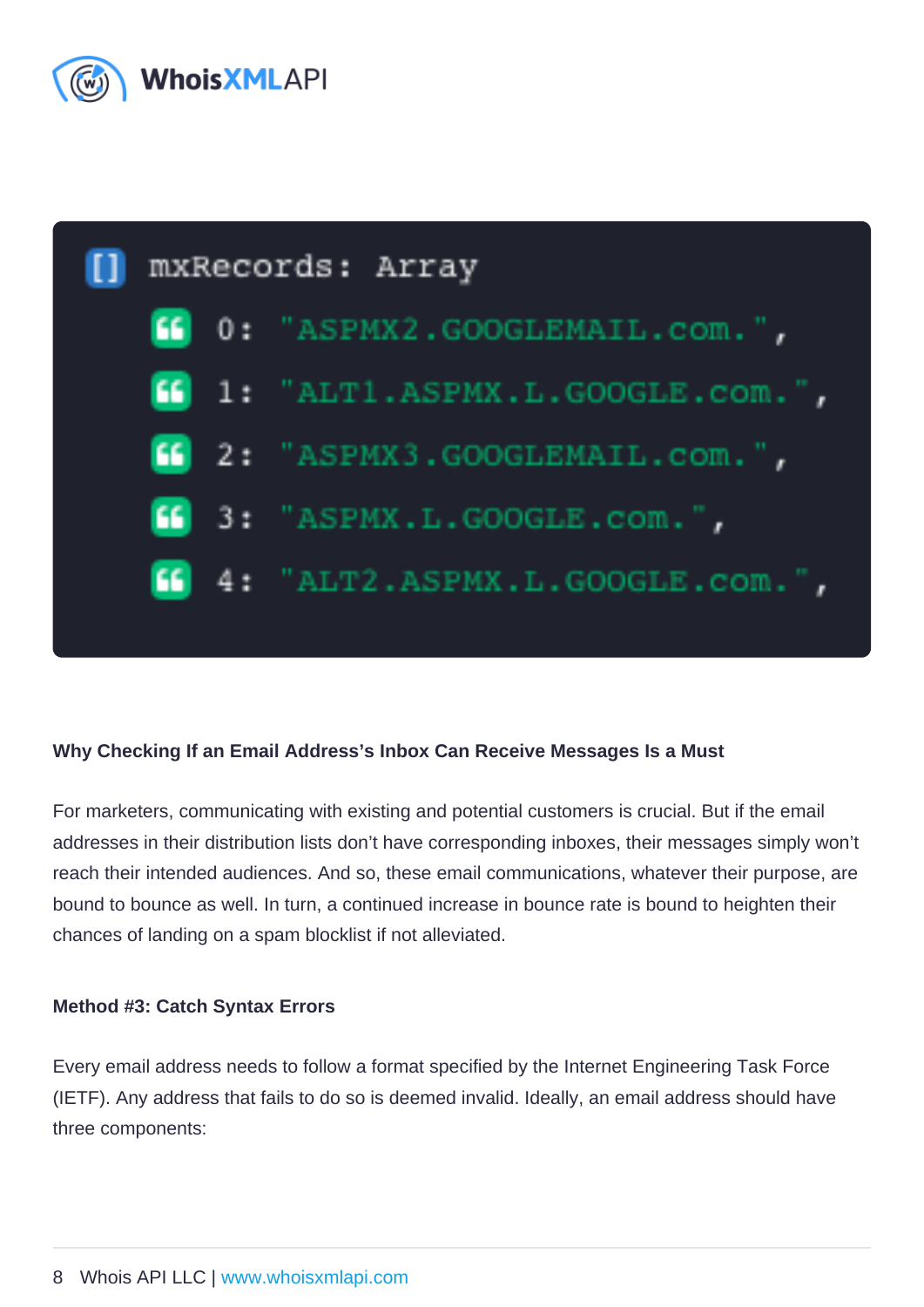```
[] mxRecords: Array
    0: "ASPMX2.GOOGLEMAIL.com.",
    1: "ALT1.ASPMX.L.GOOGLE.com.",
    2: "ASPMX3.GOOGLEMAIL.com.",
    3: "ASPMX.L.GOOGLE.com.",
    4: "ALT2.ASPMX.L.GOOGLE.com.",
```

### Why Checking If an Email Address's Inbox Can Receive Messages Is a Must

For marketers, communicating with existing and potential customers is crucial. But if the email addresses in their distribution lists don't have corresponding inboxes, their messages simply won't reach their intended audiences. And so, these email communications, whatever their purpose, are bound to bounce as well. In turn, a continued increase in bounce rate is bound to heighten their chances of landing on a spam blocklist if not alleviated.

### Method #3: Catch Syntax Errors

Every email address needs to follow a format specified by the Internet Engineering Task Force (IETF). Any address that fails to do so is deemed invalid. Ideally, an email address should have three components: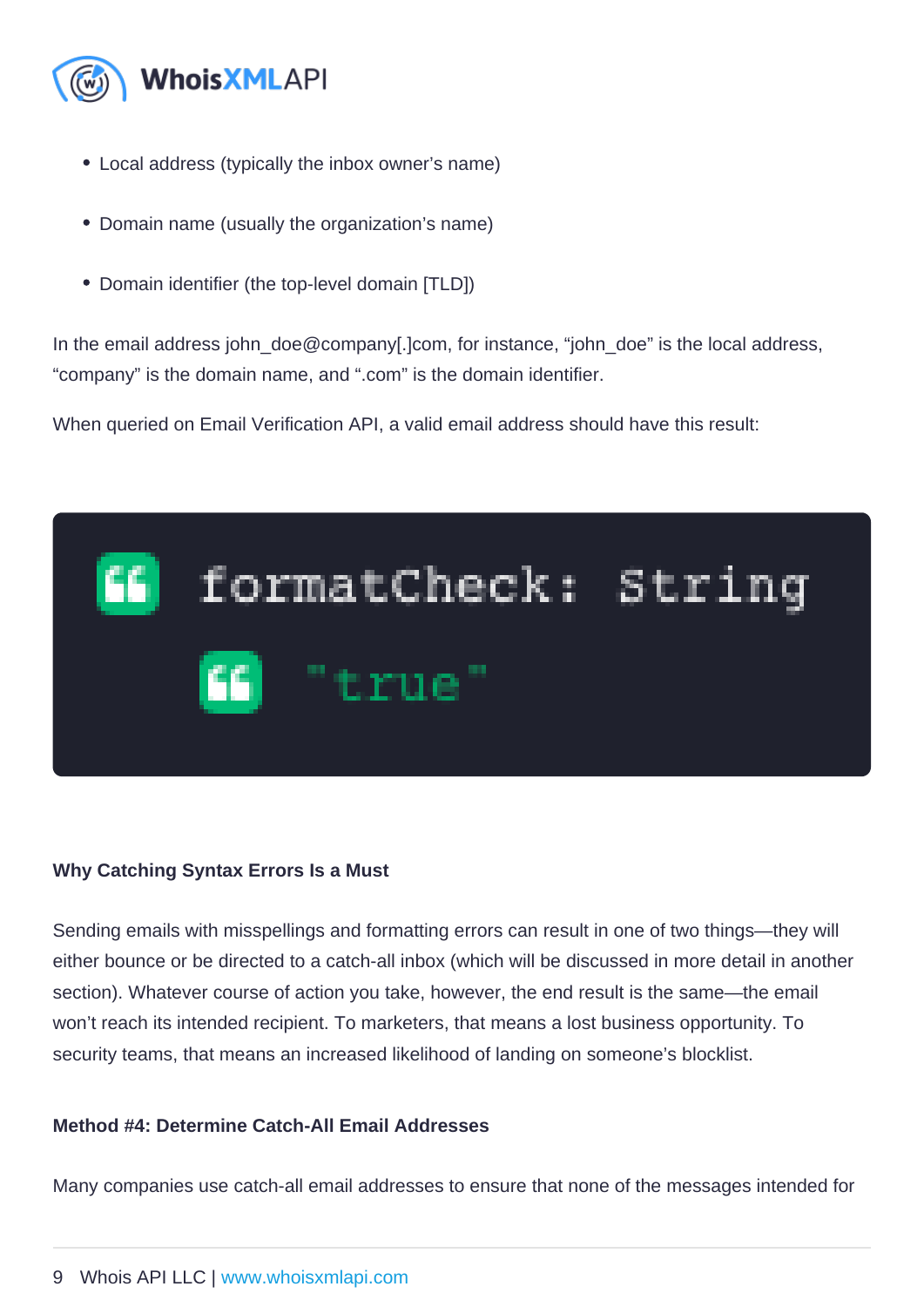- Local address (typically the inbox owner's name)
- Domain name (usually the organization's name)
- Domain identifier (the top-level domain [TLD])

In the email address john_doe@company[.]com, for instance, "john_doe" is the local address, "company" is the domain name, and ".com" is the domain identifier.

When queried on Email Verification API, a valid email address should have this result:

```
formatCheck: String
    "true"
```

**Why Catching Syntax Errors Is a Must**

Sending emails with misspellings and formatting errors can result in one of two things—they will either bounce or be directed to a catch-all inbox (which will be discussed in more detail in another section). Whatever course of action you take, however, the end result is the same—the email won't reach its intended recipient. To marketers, that means a lost business opportunity. To security teams, that means an increased likelihood of landing on someone's blocklist.

**Method #4: Determine Catch-All Email Addresses**

Many companies use catch-all email addresses to ensure that none of the messages intended for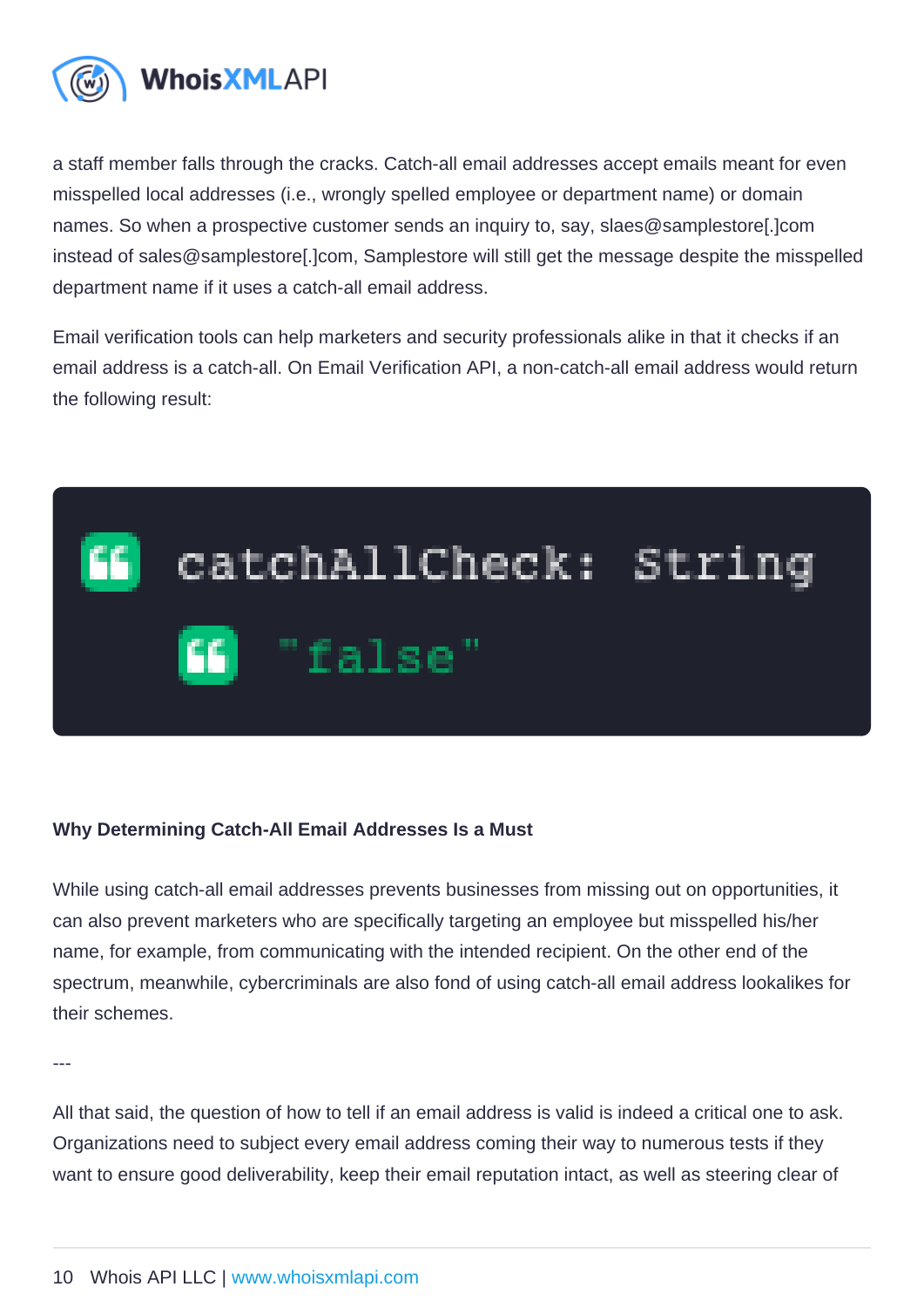a staff member falls through the cracks. Catch-all email addresses accept emails meant for even misspelled local addresses (i.e., wrongly spelled employee or department name) or domain names. So when a prospective customer sends an inquiry to, say, slaes@samplestore[.]com instead of sales@samplestore[.]com, Samplestore will still get the message despite the misspelled department name if it uses a catch-all email address.

Email verification tools can help marketers and security professionals alike in that it checks if an email address is a catch-all. On Email Verification API, a non-catch-all email address would return the following result:

```
catchAllCheck: String
    "false"
```

#### Why Determining Catch-All Email Addresses Is a Must

While using catch-all email addresses prevents businesses from missing out on opportunities, it can also prevent marketers who are specifically targeting an employee but misspelled his/her name, for example, from communicating with the intended recipient. On the other end of the spectrum, meanwhile, cybercriminals are also fond of using catch-all email address lookalikes for their schemes.

---

All that said, the question of how to tell if an email address is valid is indeed a critical one to ask. Organizations need to subject every email address coming their way to numerous tests if they want to ensure good deliverability, keep their email reputation intact, as well as steering clear of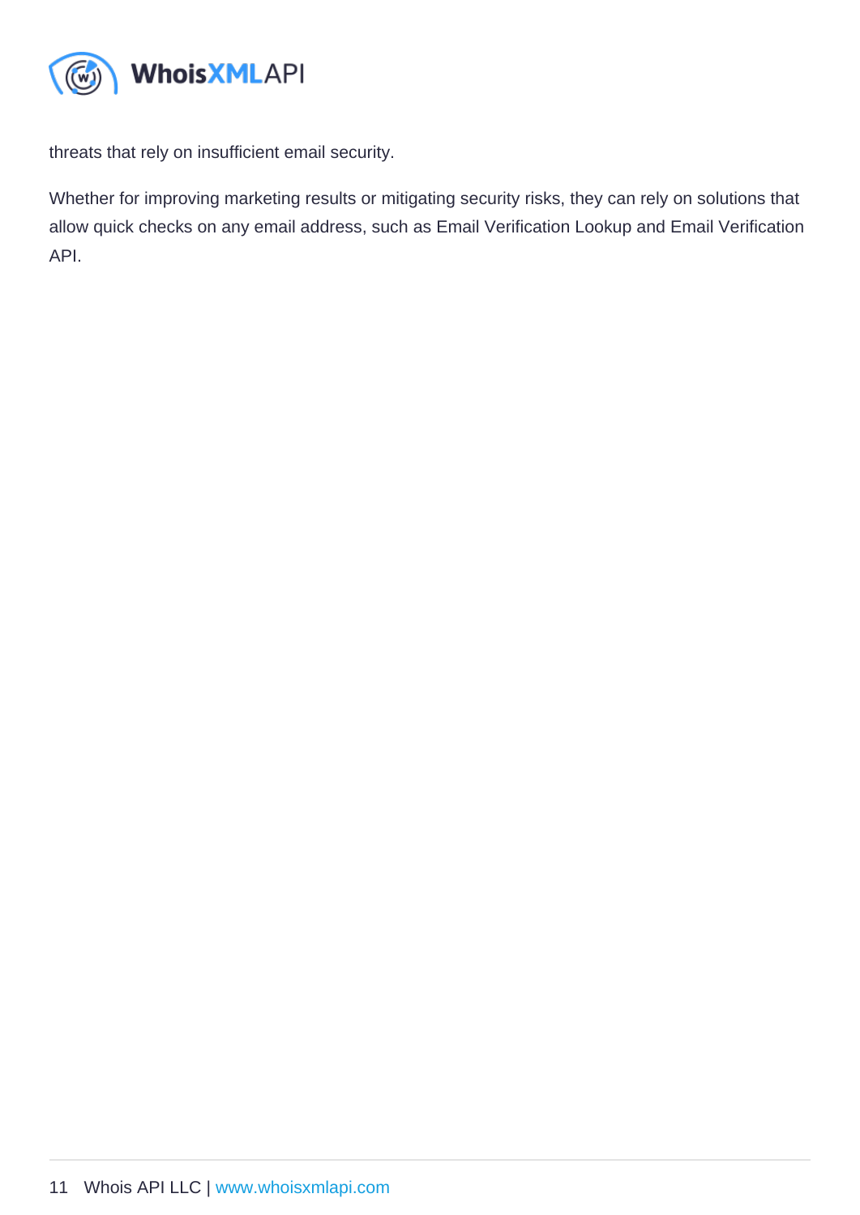threats that rely on insufficient email security.

Whether for improving marketing results or mitigating security risks, they can rely on solutions that allow quick checks on any email address, such as Email Verification Lookup and Email Verification API.